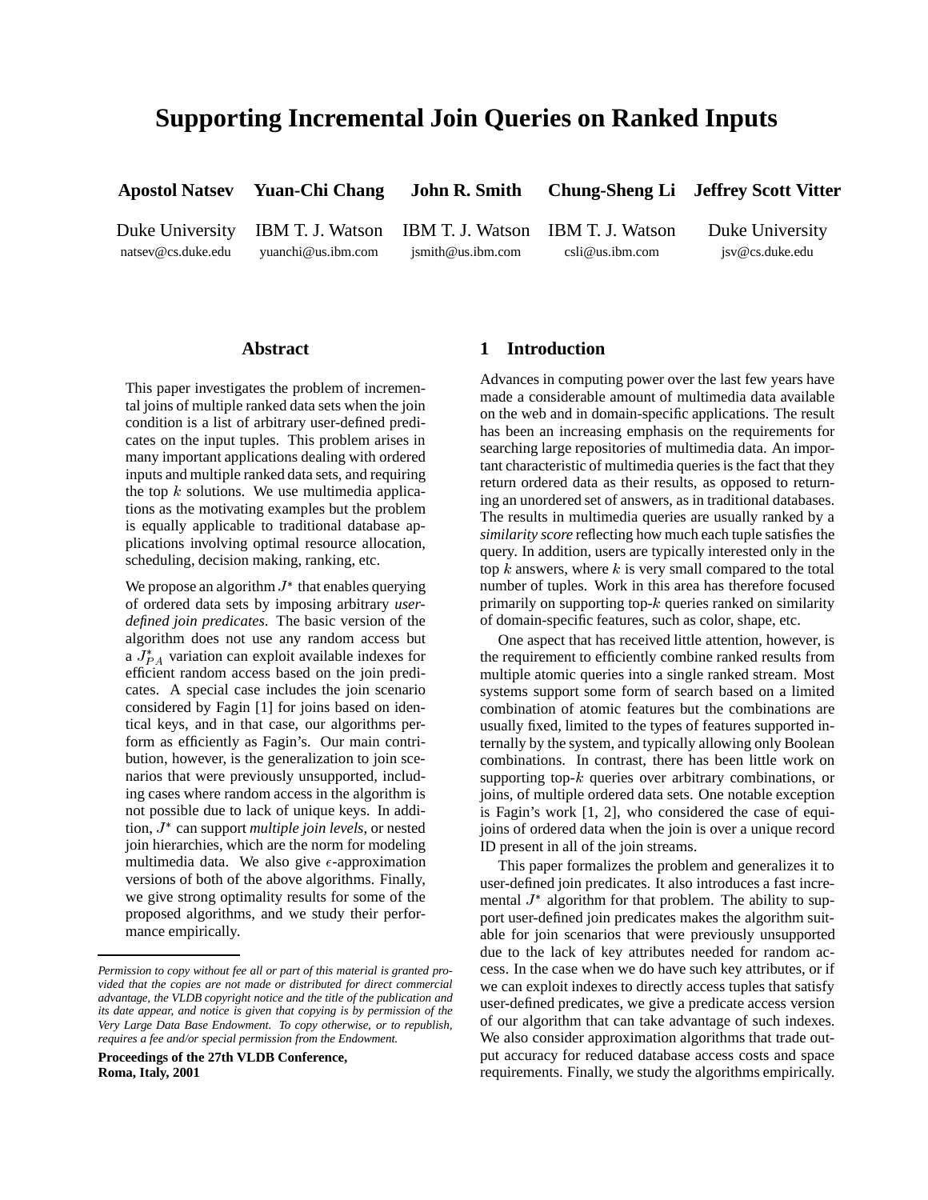# Supporting Incremental Join Queries on Ranked Inputs

**Apostol Natsev** — Duke University — natsev@cs.duke.edu

**Yuan-Chi Chang** — IBM T. J. Watson — yuanchi@us.ibm.com

**John R. Smith** — IBM T. J. Watson — jsmith@us.ibm.com

**Chung-Sheng Li** — IBM T. J. Watson — csli@us.ibm.com

**Jeffrey Scott Vitter** — Duke University — jsv@cs.duke.edu

## Abstract

This paper investigates the problem of incremental joins of multiple ranked data sets when the join condition is a list of arbitrary user-defined predicates on the input tuples. This problem arises in many important applications dealing with ordered inputs and multiple ranked data sets, and requiring the top $k$ solutions. We use multimedia applications as the motivating examples but the problem is equally applicable to traditional database applications involving optimal resource allocation, scheduling, decision making, ranking, etc.

We propose an algorithm $J^*$ that enables querying of ordered data sets by imposing arbitrary *user-defined join predicates*. The basic version of the algorithm does not use any random access but a $J^*_{PA}$ variation can exploit available indexes for efficient random access based on the join predicates. A special case includes the join scenario considered by Fagin [1] for joins based on identical keys, and in that case, our algorithms perform as efficiently as Fagin's. Our main contribution, however, is the generalization to join scenarios that were previously unsupported, including cases where random access in the algorithm is not possible due to lack of unique keys. In addition, $J^*$ can support *multiple join levels*, or nested join hierarchies, which are the norm for modeling multimedia data. We also give $\epsilon$-approximation versions of both of the above algorithms. Finally, we give strong optimality results for some of the proposed algorithms, and we study their performance empirically.

## 1 Introduction

Advances in computing power over the last few years have made a considerable amount of multimedia data available on the web and in domain-specific applications. The result has been an increasing emphasis on the requirements for searching large repositories of multimedia data. An important characteristic of multimedia queries is the fact that they return ordered data as their results, as opposed to returning an unordered set of answers, as in traditional databases. The results in multimedia queries are usually ranked by a *similarity score* reflecting how much each tuple satisfies the query. In addition, users are typically interested only in the top $k$ answers, where $k$ is very small compared to the total number of tuples. Work in this area has therefore focused primarily on supporting top-$k$ queries ranked on similarity of domain-specific features, such as color, shape, etc.

One aspect that has received little attention, however, is the requirement to efficiently combine ranked results from multiple atomic queries into a single ranked stream. Most systems support some form of search based on a limited combination of atomic features but the combinations are usually fixed, limited to the types of features supported internally by the system, and typically allowing only Boolean combinations. In contrast, there has been little work on supporting top-$k$ queries over arbitrary combinations, or joins, of multiple ordered data sets. One notable exception is Fagin's work [1, 2], who considered the case of equi-joins of ordered data when the join is over a unique record ID present in all of the join streams.

This paper formalizes the problem and generalizes it to user-defined join predicates. It also introduces a fast incremental $J^*$ algorithm for that problem. The ability to support user-defined join predicates makes the algorithm suitable for join scenarios that were previously unsupported due to the lack of key attributes needed for random access. In the case when we do have such key attributes, or if we can exploit indexes to directly access tuples that satisfy user-defined predicates, we give a predicate access version of our algorithm that can take advantage of such indexes. We also consider approximation algorithms that trade output accuracy for reduced database access costs and space requirements. Finally, we study the algorithms empirically.

---

*Permission to copy without fee all or part of this material is granted provided that the copies are not made or distributed for direct commercial advantage, the VLDB copyright notice and the title of the publication and its date appear, and notice is given that copying is by permission of the Very Large Data Base Endowment. To copy otherwise, or to republish, requires a fee and/or special permission from the Endowment.*

**Proceedings of the 27th VLDB Conference, Roma, Italy, 2001**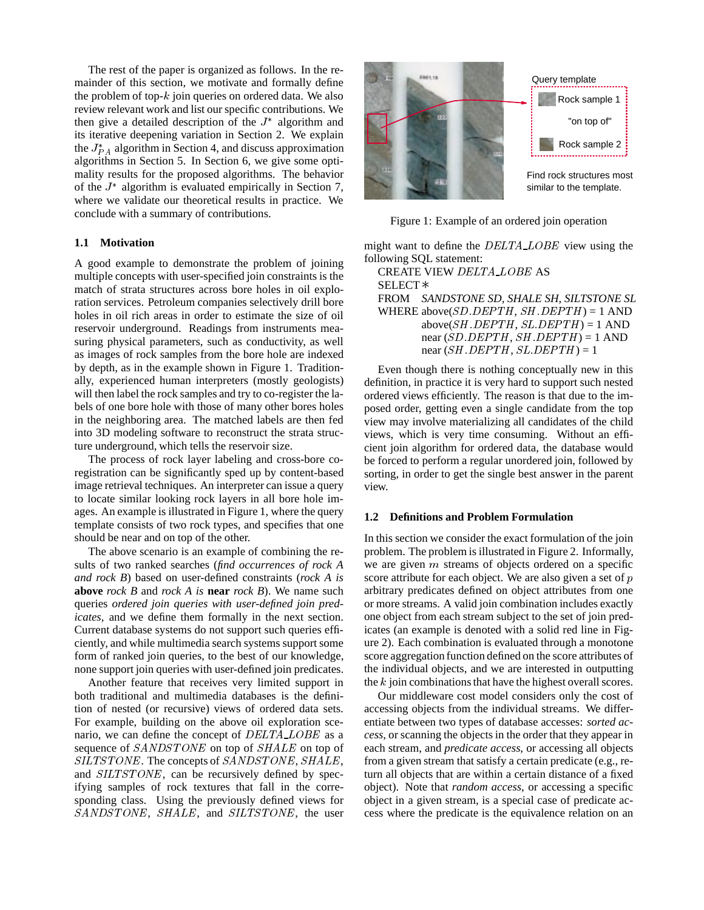The rest of the paper is organized as follows. In the remainder of this section, we motivate and formally define the problem of top-$k$ join queries on ordered data. We also review relevant work and list our specific contributions. We then give a detailed description of the $J^*$ algorithm and its iterative deepening variation in Section 2. We explain the $J^*_{PA}$ algorithm in Section 4, and discuss approximation algorithms in Section 5. In Section 6, we give some optimality results for the proposed algorithms. The behavior of the $J^*$ algorithm is evaluated empirically in Section 7, where we validate our theoretical results in practice. We conclude with a summary of contributions.

### 1.1 Motivation

A good example to demonstrate the problem of joining multiple concepts with user-specified join constraints is the match of strata structures across bore holes in oil exploration services. Petroleum companies selectively drill bore holes in oil rich areas in order to estimate the size of oil reservoir underground. Readings from instruments measuring physical parameters, such as conductivity, as well as images of rock samples from the bore hole are indexed by depth, as in the example shown in Figure 1. Traditionally, experienced human interpreters (mostly geologists) will then label the rock samples and try to co-register the labels of one bore hole with those of many other bores holes in the neighboring area. The matched labels are then fed into 3D modeling software to reconstruct the strata structure underground, which tells the reservoir size.

The process of rock layer labeling and cross-bore co-registration can be significantly sped up by content-based image retrieval techniques. An interpreter can issue a query to locate similar looking rock layers in all bore hole images. An example is illustrated in Figure 1, where the query template consists of two rock types, and specifies that one should be near and on top of the other.

The above scenario is an example of combining the results of two ranked searches (*find occurrences of rock A and rock B*) based on user-defined constraints (*rock A is* **above** *rock B* and *rock A is* **near** *rock B*). We name such queries *ordered join queries with user-defined join predicates*, and we define them formally in the next section. Current database systems do not support such queries efficiently, and while multimedia search systems support some form of ranked join queries, to the best of our knowledge, none support join queries with user-defined join predicates.

Another feature that receives very limited support in both traditional and multimedia databases is the definition of nested (or recursive) views of ordered data sets. For example, building on the above oil exploration scenario, we can define the concept of $DELTA\_LOBE$ as a sequence of $SANDSTONE$ on top of $SHALE$ on top of $SILTSTONE$. The concepts of $SANDSTONE$, $SHALE$, and $SILTSTONE$, can be recursively defined by specifying samples of rock textures that fall in the corresponding class. Using the previously defined views for $SANDSTONE$, $SHALE$, and $SILTSTONE$, the user

Query template

Rock sample 1

"on top of"

Rock sample 2

Find rock structures most similar to the template.

Figure 1: Example of an ordered join operation

might want to define the $DELTA\_LOBE$ view using the following SQL statement:

CREATE VIEW $DELTA\_LOBE$ AS
SELECT $*$
FROM *SANDSTONE SD, SHALE SH, SILTSTONE SL*
WHERE above($SD.DEPTH$, $SH.DEPTH$) = 1 AND
above($SH.DEPTH$, $SL.DEPTH$) = 1 AND
near ($SD.DEPTH$, $SH.DEPTH$) = 1 AND
near ($SH.DEPTH$, $SL.DEPTH$) = 1

Even though there is nothing conceptually new in this definition, in practice it is very hard to support such nested ordered views efficiently. The reason is that due to the imposed order, getting even a single candidate from the top view may involve materializing all candidates of the child views, which is very time consuming. Without an efficient join algorithm for ordered data, the database would be forced to perform a regular unordered join, followed by sorting, in order to get the single best answer in the parent view.

### 1.2 Definitions and Problem Formulation

In this section we consider the exact formulation of the join problem. The problem is illustrated in Figure 2. Informally, we are given $m$ streams of objects ordered on a specific score attribute for each object. We are also given a set of $p$ arbitrary predicates defined on object attributes from one or more streams. A valid join combination includes exactly one object from each stream subject to the set of join predicates (an example is denoted with a solid red line in Figure 2). Each combination is evaluated through a monotone score aggregation function defined on the score attributes of the individual objects, and we are interested in outputting the $k$ join combinations that have the highest overall scores.

Our middleware cost model considers only the cost of accessing objects from the individual streams. We differentiate between two types of database accesses: *sorted access*, or scanning the objects in the order that they appear in each stream, and *predicate access*, or accessing all objects from a given stream that satisfy a certain predicate (e.g., return all objects that are within a certain distance of a fixed object). Note that *random access*, or accessing a specific object in a given stream, is a special case of predicate access where the predicate is the equivalence relation on an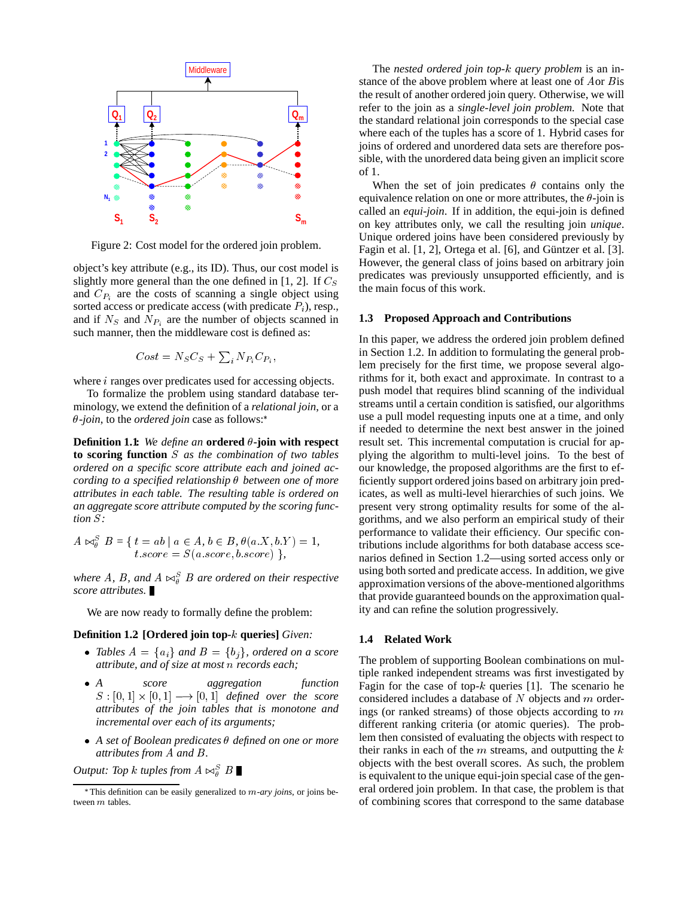Figure 2: Cost model for the ordered join problem.

object's key attribute (e.g., its ID). Thus, our cost model is slightly more general than the one defined in [1, 2]. If $C_S$ and $C_{P_i}$ are the costs of scanning a single object using sorted access or predicate access (with predicate $P_i$), resp., and if $N_S$ and $N_{P_i}$ are the number of objects scanned in such manner, then the middleware cost is defined as:

$$Cost = N_S C_S + \sum_i N_{P_i} C_{P_i},$$

where $i$ ranges over predicates used for accessing objects.

To formalize the problem using standard database terminology, we extend the definition of a *relational join*, or a $\theta$*-join*, to the *ordered join* case as follows:*

**Definition 1.1:** *We define an* **ordered** $\theta$**-join with respect to scoring function** $S$ *as the combination of two tables ordered on a specific score attribute each and joined according to a specified relationship* $\theta$ *between one of more attributes in each table. The resulting table is ordered on an aggregate score attribute computed by the scoring function* $S$*:*

$$A \bowtie_\theta^S B = \{\, t = ab \mid a \in A, b \in B, \theta(a.X, b.Y) = 1, \\ t.score = S(a.score, b.score) \,\},$$

*where* $A$*,* $B$*, and* $A \bowtie_\theta^S B$ *are ordered on their respective score attributes.* ∎

We are now ready to formally define the problem:

**Definition 1.2 [Ordered join top-$k$ queries]** *Given:*

- *Tables* $A = \{a_i\}$ *and* $B = \{b_j\}$*, ordered on a score attribute, and of size at most* $n$ *records each;*
- *A score aggregation function* $S : [0,1] \times [0,1] \longrightarrow [0,1]$ *defined over the score attributes of the join tables that is monotone and incremental over each of its arguments;*
- *A set of Boolean predicates* $\theta$ *defined on one or more attributes from* $A$ *and* $B$*.*

*Output: Top* $k$ *tuples from* $A \bowtie_\theta^S B$ ∎

*This definition can be easily generalized to $m$*-ary joins*, or joins between $m$ tables.

The *nested ordered join top-$k$ query problem* is an instance of the above problem where at least one of $A$ or $B$ is the result of another ordered join query. Otherwise, we will refer to the join as a *single-level join problem.* Note that the standard relational join corresponds to the special case where each of the tuples has a score of 1. Hybrid cases for joins of ordered and unordered data sets are therefore possible, with the unordered data being given an implicit score of 1.

When the set of join predicates $\theta$ contains only the equivalence relation on one or more attributes, the $\theta$-join is called an *equi-join*. If in addition, the equi-join is defined on key attributes only, we call the join *unique*. Unique ordered joins have been considered previously by Fagin et al. [1, 2], Ortega et al. [6], and Güntzer et al. [3]. However, the general class of joins based on arbitrary join predicates was previously unsupported efficiently, and is the main focus of this work.

### 1.3 Proposed Approach and Contributions

In this paper, we address the ordered join problem defined in Section 1.2. In addition to formulating the general problem precisely for the first time, we propose several algorithms for it, both exact and approximate. In contrast to a push model that requires blind scanning of the individual streams until a certain condition is satisfied, our algorithms use a pull model requesting inputs one at a time, and only if needed to determine the next best answer in the joined result set. This incremental computation is crucial for applying the algorithm to multi-level joins. To the best of our knowledge, the proposed algorithms are the first to efficiently support ordered joins based on arbitrary join predicates, as well as multi-level hierarchies of such joins. We present very strong optimality results for some of the algorithms, and we also perform an empirical study of their performance to validate their efficiency. Our specific contributions include algorithms for both database access scenarios defined in Section 1.2—using sorted access only or using both sorted and predicate access. In addition, we give approximation versions of the above-mentioned algorithms that provide guaranteed bounds on the approximation quality and can refine the solution progressively.

### 1.4 Related Work

The problem of supporting Boolean combinations on multiple ranked independent streams was first investigated by Fagin for the case of top-$k$ queries [1]. The scenario he considered includes a database of $N$ objects and $m$ orderings (or ranked streams) of those objects according to $m$ different ranking criteria (or atomic queries). The problem then consisted of evaluating the objects with respect to their ranks in each of the $m$ streams, and outputting the $k$ objects with the best overall scores. As such, the problem is equivalent to the unique equi-join special case of the general ordered join problem. In that case, the problem is that of combining scores that correspond to the same database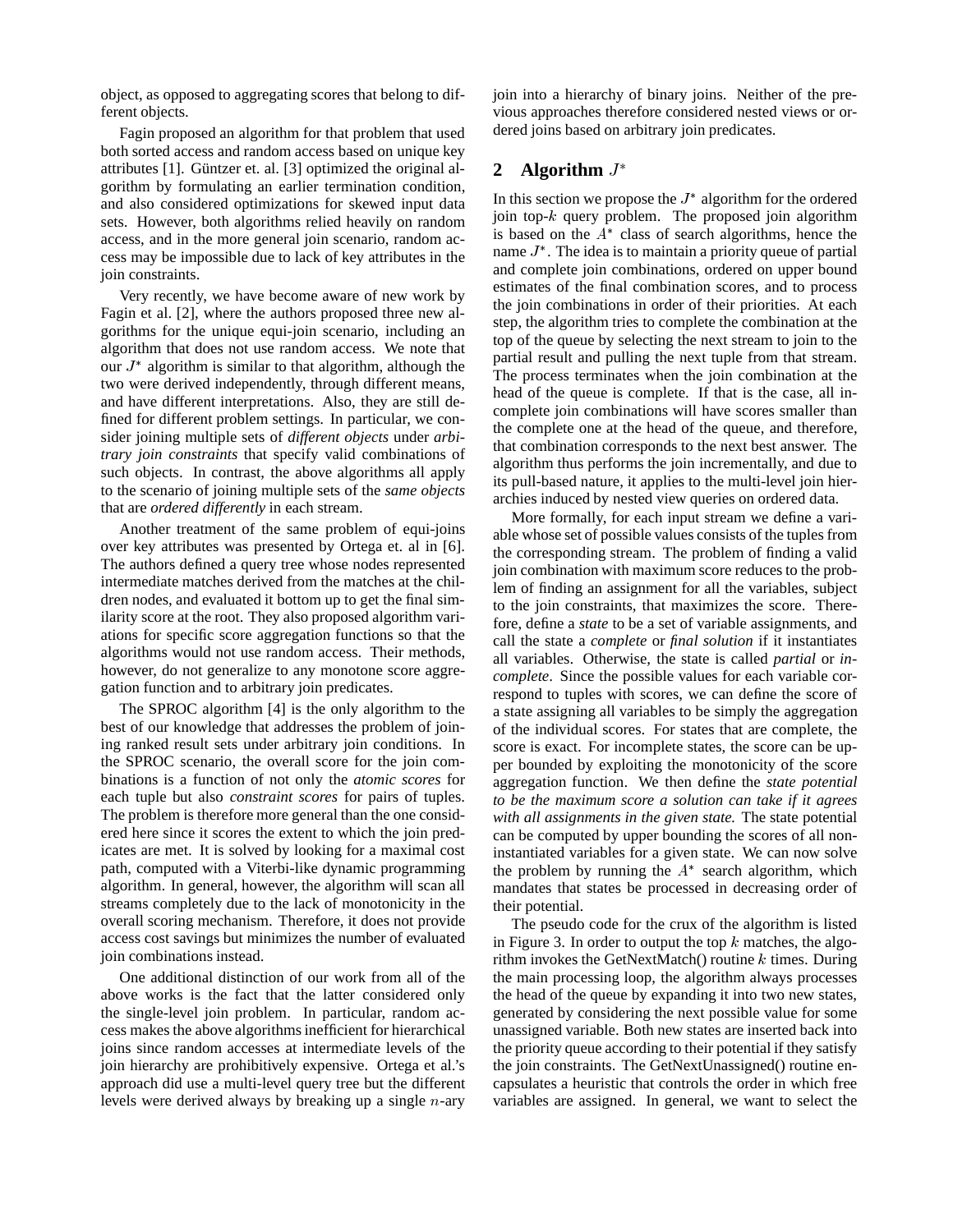object, as opposed to aggregating scores that belong to different objects.

Fagin proposed an algorithm for that problem that used both sorted access and random access based on unique key attributes [1]. Güntzer et. al. [3] optimized the original algorithm by formulating an earlier termination condition, and also considered optimizations for skewed input data sets. However, both algorithms relied heavily on random access, and in the more general join scenario, random access may be impossible due to lack of key attributes in the join constraints.

Very recently, we have become aware of new work by Fagin et al. [2], where the authors proposed three new algorithms for the unique equi-join scenario, including an algorithm that does not use random access. We note that our $J^*$ algorithm is similar to that algorithm, although the two were derived independently, through different means, and have different interpretations. Also, they are still defined for different problem settings. In particular, we consider joining multiple sets of *different objects* under *arbitrary join constraints* that specify valid combinations of such objects. In contrast, the above algorithms all apply to the scenario of joining multiple sets of the *same objects* that are *ordered differently* in each stream.

Another treatment of the same problem of equi-joins over key attributes was presented by Ortega et. al in [6]. The authors defined a query tree whose nodes represented intermediate matches derived from the matches at the children nodes, and evaluated it bottom up to get the final similarity score at the root. They also proposed algorithm variations for specific score aggregation functions so that the algorithms would not use random access. Their methods, however, do not generalize to any monotone score aggregation function and to arbitrary join predicates.

The SPROC algorithm [4] is the only algorithm to the best of our knowledge that addresses the problem of joining ranked result sets under arbitrary join conditions. In the SPROC scenario, the overall score for the join combinations is a function of not only the *atomic scores* for each tuple but also *constraint scores* for pairs of tuples. The problem is therefore more general than the one considered here since it scores the extent to which the join predicates are met. It is solved by looking for a maximal cost path, computed with a Viterbi-like dynamic programming algorithm. In general, however, the algorithm will scan all streams completely due to the lack of monotonicity in the overall scoring mechanism. Therefore, it does not provide access cost savings but minimizes the number of evaluated join combinations instead.

One additional distinction of our work from all of the above works is the fact that the latter considered only the single-level join problem. In particular, random access makes the above algorithms inefficient for hierarchical joins since random accesses at intermediate levels of the join hierarchy are prohibitively expensive. Ortega et al.'s approach did use a multi-level query tree but the different levels were derived always by breaking up a single $n$-ary join into a hierarchy of binary joins. Neither of the previous approaches therefore considered nested views or ordered joins based on arbitrary join predicates.

## 2 Algorithm $J^*$

In this section we propose the $J^*$ algorithm for the ordered join top-$k$ query problem. The proposed join algorithm is based on the $A^*$ class of search algorithms, hence the name $J^*$. The idea is to maintain a priority queue of partial and complete join combinations, ordered on upper bound estimates of the final combination scores, and to process the join combinations in order of their priorities. At each step, the algorithm tries to complete the combination at the top of the queue by selecting the next stream to join to the partial result and pulling the next tuple from that stream. The process terminates when the join combination at the head of the queue is complete. If that is the case, all incomplete join combinations will have scores smaller than the complete one at the head of the queue, and therefore, that combination corresponds to the next best answer. The algorithm thus performs the join incrementally, and due to its pull-based nature, it applies to the multi-level join hierarchies induced by nested view queries on ordered data.

More formally, for each input stream we define a variable whose set of possible values consists of the tuples from the corresponding stream. The problem of finding a valid join combination with maximum score reduces to the problem of finding an assignment for all the variables, subject to the join constraints, that maximizes the score. Therefore, define a *state* to be a set of variable assignments, and call the state a *complete* or *final solution* if it instantiates all variables. Otherwise, the state is called *partial* or *incomplete*. Since the possible values for each variable correspond to tuples with scores, we can define the score of a state assigning all variables to be simply the aggregation of the individual scores. For states that are complete, the score is exact. For incomplete states, the score can be upper bounded by exploiting the monotonicity of the score aggregation function. We then define the *state potential to be the maximum score a solution can take if it agrees with all assignments in the given state.* The state potential can be computed by upper bounding the scores of all non-instantiated variables for a given state. We can now solve the problem by running the $A^*$ search algorithm, which mandates that states be processed in decreasing order of their potential.

The pseudo code for the crux of the algorithm is listed in Figure 3. In order to output the top $k$ matches, the algorithm invokes the GetNextMatch() routine $k$ times. During the main processing loop, the algorithm always processes the head of the queue by expanding it into two new states, generated by considering the next possible value for some unassigned variable. Both new states are inserted back into the priority queue according to their potential if they satisfy the join constraints. The GetNextUnassigned() routine encapsulates a heuristic that controls the order in which free variables are assigned. In general, we want to select the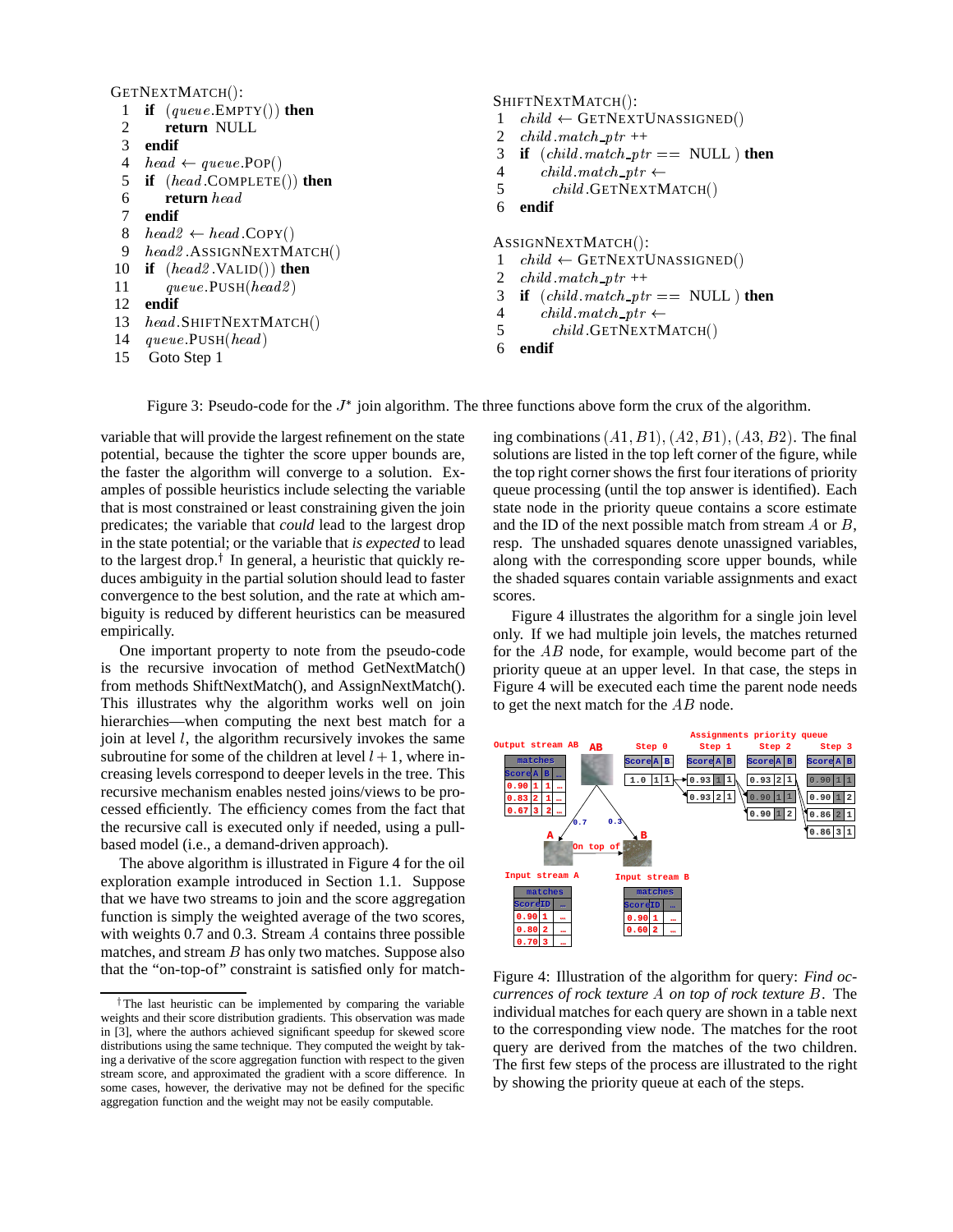```
GetNextMatch():
 1  if (queue.Empty()) then
 2      return NULL
 3  endif
 4  head ← queue.Pop()
 5  if (head.Complete()) then
 6      return head
 7  endif
 8  head2 ← head.Copy()
 9  head2.AssignNextMatch()
10  if (head2.Valid()) then
11      queue.Push(head2)
12  endif
13  head.ShiftNextMatch()
14  queue.Push(head)
15  Goto Step 1
```

```
ShiftNextMatch():
 1  child ← GetNextUnassigned()
 2  child.match_ptr ++
 3  if (child.match_ptr == NULL ) then
 4      child.match_ptr ←
 5          child.GetNextMatch()
 6  endif
```

```
AssignNextMatch():
 1  child ← GetNextUnassigned()
 2  child.match_ptr ++
 3  if (child.match_ptr == NULL ) then
 4      child.match_ptr ←
 5          child.GetNextMatch()
 6  endif
```

Figure 3: Pseudo-code for the $J^*$ join algorithm. The three functions above form the crux of the algorithm.

variable that will provide the largest refinement on the state potential, because the tighter the score upper bounds are, the faster the algorithm will converge to a solution. Examples of possible heuristics include selecting the variable that is most constrained or least constraining given the join predicates; the variable that *could* lead to the largest drop in the state potential; or the variable that *is expected* to lead to the largest drop.[†] In general, a heuristic that quickly reduces ambiguity in the partial solution should lead to faster convergence to the best solution, and the rate at which ambiguity is reduced by different heuristics can be measured empirically.

One important property to note from the pseudo-code is the recursive invocation of method GetNextMatch() from methods ShiftNextMatch(), and AssignNextMatch(). This illustrates why the algorithm works well on join hierarchies—when computing the next best match for a join at level $l$, the algorithm recursively invokes the same subroutine for some of the children at level $l+1$, where increasing levels correspond to deeper levels in the tree. This recursive mechanism enables nested joins/views to be processed efficiently. The efficiency comes from the fact that the recursive call is executed only if needed, using a pull-based model (i.e., a demand-driven approach).

The above algorithm is illustrated in Figure 4 for the oil exploration example introduced in Section 1.1. Suppose that we have two streams to join and the score aggregation function is simply the weighted average of the two scores, with weights 0.7 and 0.3. Stream $A$ contains three possible matches, and stream $B$ has only two matches. Suppose also that the "on-top-of" constraint is satisfied only for matching combinations $(A1, B1)$, $(A2, B1)$, $(A3, B2)$. The final solutions are listed in the top left corner of the figure, while the top right corner shows the first four iterations of priority queue processing (until the top answer is identified). Each state node in the priority queue contains a score estimate and the ID of the next possible match from stream $A$ or $B$, resp. The unshaded squares denote unassigned variables, along with the corresponding score upper bounds, while the shaded squares contain variable assignments and exact scores.

Figure 4 illustrates the algorithm for a single join level only. If we had multiple join levels, the matches returned for the $AB$ node, for example, would become part of the priority queue at an upper level. In that case, the steps in Figure 4 will be executed each time the parent node needs to get the next match for the $AB$ node.

Figure 4: Illustration of the algorithm for query: *Find occurrences of rock texture $A$ on top of rock texture $B$*. The individual matches for each query are shown in a table next to the corresponding view node. The matches for the root query are derived from the matches of the two children. The first few steps of the process are illustrated to the right by showing the priority queue at each of the steps.

[†] The last heuristic can be implemented by comparing the variable weights and their score distribution gradients. This observation was made in [3], where the authors achieved significant speedup for skewed score distributions using the same technique. They computed the weight by taking a derivative of the score aggregation function with respect to the given stream score, and approximated the gradient with a score difference. In some cases, however, the derivative may not be defined for the specific aggregation function and the weight may not be easily computable.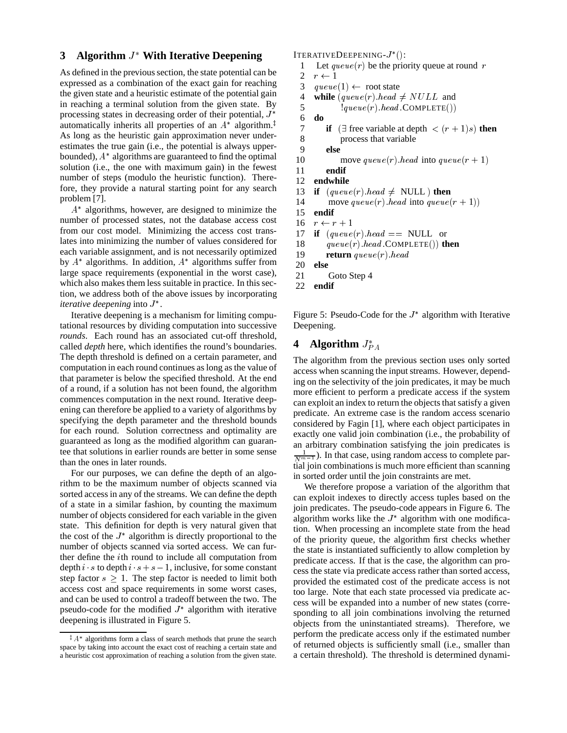## 3 Algorithm $J^*$ With Iterative Deepening

As defined in the previous section, the state potential can be expressed as a combination of the exact gain for reaching the given state and a heuristic estimate of the potential gain in reaching a terminal solution from the given state. By processing states in decreasing order of their potential, $J^*$ automatically inherits all properties of an $A^*$ algorithm.[‡] As long as the heuristic gain approximation never underestimates the true gain (i.e., the potential is always upper-bounded), $A^*$ algorithms are guaranteed to find the optimal solution (i.e., the one with maximum gain) in the fewest number of steps (modulo the heuristic function). Therefore, they provide a natural starting point for any search problem [7].

$A^*$ algorithms, however, are designed to minimize the number of processed states, not the database access cost from our cost model. Minimizing the access cost translates into minimizing the number of values considered for each variable assignment, and is not necessarily optimized by $A^*$ algorithms. In addition, $A^*$ algorithms suffer from large space requirements (exponential in the worst case), which also makes them less suitable in practice. In this section, we address both of the above issues by incorporating *iterative deepening* into $J^*$.

Iterative deepening is a mechanism for limiting computational resources by dividing computation into successive *rounds*. Each round has an associated cut-off threshold, called *depth* here, which identifies the round's boundaries. The depth threshold is defined on a certain parameter, and computation in each round continues as long as the value of that parameter is below the specified threshold. At the end of a round, if a solution has not been found, the algorithm commences computation in the next round. Iterative deepening can therefore be applied to a variety of algorithms by specifying the depth parameter and the threshold bounds for each round. Solution correctness and optimality are guaranteed as long as the modified algorithm can guarantee that solutions in earlier rounds are better in some sense than the ones in later rounds.

For our purposes, we can define the depth of an algorithm to be the maximum number of objects scanned via sorted access in any of the streams. We can define the depth of a state in a similar fashion, by counting the maximum number of objects considered for each variable in the given state. This definition for depth is very natural given that the cost of the $J^*$ algorithm is directly proportional to the number of objects scanned via sorted access. We can further define the $i$th round to include all computation from depth $i \cdot s$ to depth $i \cdot s + s - 1$, inclusive, for some constant step factor $s \geq 1$. The step factor is needed to limit both access cost and space requirements in some worst cases, and can be used to control a tradeoff between the two. The pseudo-code for the modified $J^*$ algorithm with iterative deepening is illustrated in Figure 5.

[‡] $A^*$ algorithms form a class of search methods that prune the search space by taking into account the exact cost of reaching a certain state and a heuristic cost approximation of reaching a solution from the given state.

```
ITERATIVEDEEPENING-J*():
 1   Let queue(r) be the priority queue at round r
 2   r ← 1
 3   queue(1) ← root state
 4   while (queue(r).head ≠ NULL and
 5          !queue(r).head.COMPLETE())
 6   do
 7       if (∃ free variable at depth < (r + 1)s) then
 8           process that variable
 9       else
10           move queue(r).head into queue(r + 1)
11       endif
12   endwhile
13   if (queue(r).head ≠ NULL ) then
14       move queue(r).head into queue(r + 1))
15   endif
16   r ← r + 1
17   if (queue(r).head == NULL or
18       queue(r).head.COMPLETE()) then
19       return queue(r).head
20   else
21       Goto Step 4
22   endif
```

Figure 5: Pseudo-Code for the $J^*$ algorithm with Iterative Deepening.

## 4 Algorithm $J^*_{PA}$

The algorithm from the previous section uses only sorted access when scanning the input streams. However, depending on the selectivity of the join predicates, it may be much more efficient to perform a predicate access if the system can exploit an index to return the objects that satisfy a given predicate. An extreme case is the random access scenario considered by Fagin [1], where each object participates in exactly one valid join combination (i.e., the probability of an arbitrary combination satisfying the join predicates is $\frac{1}{N^{m-1}}$). In that case, using random access to complete partial join combinations is much more efficient than scanning in sorted order until the join constraints are met.

We therefore propose a variation of the algorithm that can exploit indexes to directly access tuples based on the join predicates. The pseudo-code appears in Figure 6. The algorithm works like the $J^*$ algorithm with one modification. When processing an incomplete state from the head of the priority queue, the algorithm first checks whether the state is instantiated sufficiently to allow completion by predicate access. If that is the case, the algorithm can process the state via predicate access rather than sorted access, provided the estimated cost of the predicate access is not too large. Note that each state processed via predicate access will be expanded into a number of new states (corresponding to all join combinations involving the returned objects from the uninstantiated streams). Therefore, we perform the predicate access only if the estimated number of returned objects is sufficiently small (i.e., smaller than a certain threshold). The threshold is determined dynami-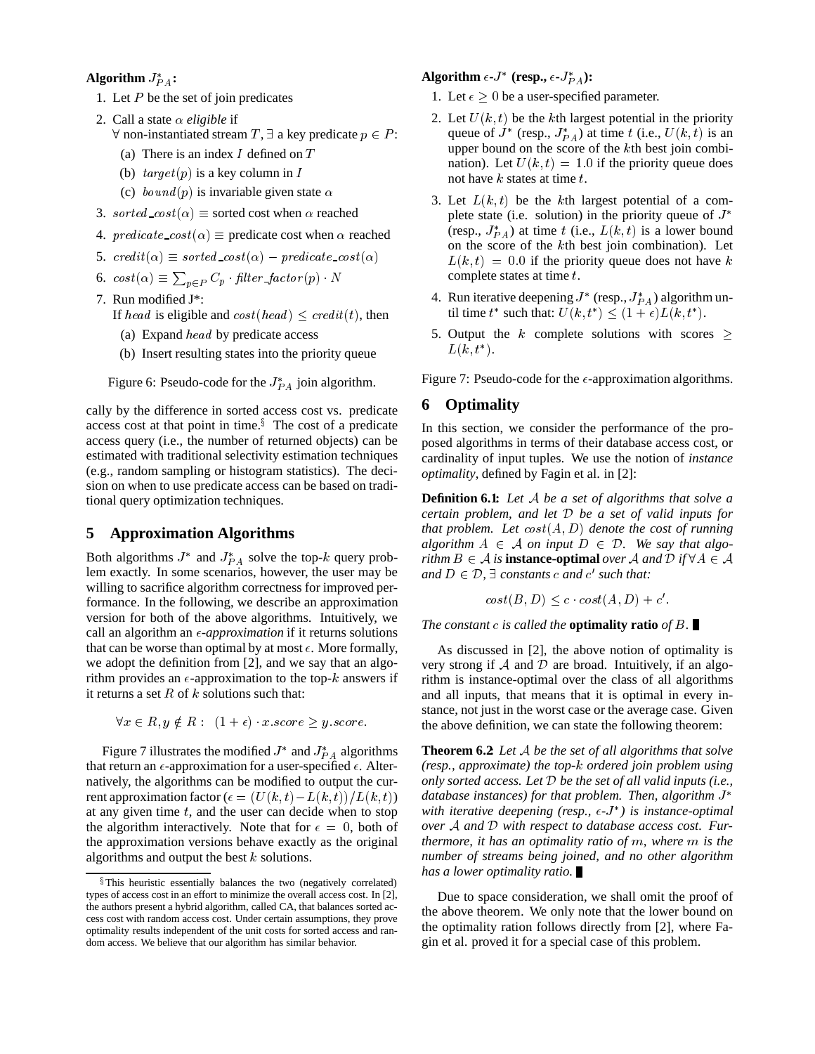**Algorithm $J^*_{PA}$:**

1. Let $P$ be the set of join predicates
2. Call a state $\alpha$ *eligible* if
   $\forall$ non-instantiated stream $T$, $\exists$ a key predicate $p \in P$:
   (a) There is an index $I$ defined on $T$
   (b) $target(p)$ is a key column in $I$
   (c) $bound(p)$ is invariable given state $\alpha$
3. $sorted\_cost(\alpha) \equiv$ sorted cost when $\alpha$ reached
4. $predicate\_cost(\alpha) \equiv$ predicate cost when $\alpha$ reached
5. $credit(\alpha) \equiv sorted\_cost(\alpha) - predicate\_cost(\alpha)$
6. $cost(\alpha) \equiv \sum_{p \in P} C_p \cdot filter\_factor(p) \cdot N$
7. Run modified J*:
   If $head$ is eligible and $cost(head) \leq credit(t)$, then
   (a) Expand $head$ by predicate access
   (b) Insert resulting states into the priority queue

Figure 6: Pseudo-code for the $J^*_{PA}$ join algorithm.

cally by the difference in sorted access cost vs. predicate access cost at that point in time.[§] The cost of a predicate access query (i.e., the number of returned objects) can be estimated with traditional selectivity estimation techniques (e.g., random sampling or histogram statistics). The decision on when to use predicate access can be based on traditional query optimization techniques.

[§] This heuristic essentially balances the two (negatively correlated) types of access cost in an effort to minimize the overall access cost. In [2], the authors present a hybrid algorithm, called CA, that balances sorted access cost with random access cost. Under certain assumptions, they prove optimality results independent of the unit costs for sorted access and random access. We believe that our algorithm has similar behavior.

## 5 Approximation Algorithms

Both algorithms $J^*$ and $J^*_{PA}$ solve the top-$k$ query problem exactly. In some scenarios, however, the user may be willing to sacrifice algorithm correctness for improved performance. In the following, we describe an approximation version for both of the above algorithms. Intuitively, we call an algorithm an $\epsilon$-*approximation* if it returns solutions that can be worse than optimal by at most $\epsilon$. More formally, we adopt the definition from [2], and we say that an algorithm provides an $\epsilon$-approximation to the top-$k$ answers if it returns a set $R$ of $k$ solutions such that:

$$\forall x \in R, y \notin R: \ (1+\epsilon) \cdot x.score \geq y.score.$$

Figure 7 illustrates the modified $J^*$ and $J^*_{PA}$ algorithms that return an $\epsilon$-approximation for a user-specified $\epsilon$. Alternatively, the algorithms can be modified to output the current approximation factor ($\epsilon = (U(k,t) - L(k,t))/L(k,t)$) at any given time $t$, and the user can decide when to stop the algorithm interactively. Note that for $\epsilon = 0$, both of the approximation versions behave exactly as the original algorithms and output the best $k$ solutions.

**Algorithm $\epsilon$-$J^*$ (resp., $\epsilon$-$J^*_{PA}$):**

1. Let $\epsilon \geq 0$ be a user-specified parameter.
2. Let $U(k,t)$ be the $k$th largest potential in the priority queue of $J^*$ (resp., $J^*_{PA}$) at time $t$ (i.e., $U(k,t)$ is an upper bound on the score of the $k$th best join combination). Let $U(k,t) = 1.0$ if the priority queue does not have $k$ states at time $t$.
3. Let $L(k,t)$ be the $k$th largest potential of a complete state (i.e. solution) in the priority queue of $J^*$ (resp., $J^*_{PA}$) at time $t$ (i.e., $L(k,t)$ is a lower bound on the score of the $k$th best join combination). Let $L(k,t) = 0.0$ if the priority queue does not have $k$ complete states at time $t$.
4. Run iterative deepening $J^*$ (resp., $J^*_{PA}$) algorithm until time $t^*$ such that: $U(k,t^*) \leq (1+\epsilon)L(k,t^*)$.
5. Output the $k$ complete solutions with scores $\geq L(k,t^*)$.

Figure 7: Pseudo-code for the $\epsilon$-approximation algorithms.

## 6 Optimality

In this section, we consider the performance of the proposed algorithms in terms of their database access cost, or cardinality of input tuples. We use the notion of *instance optimality*, defined by Fagin et al. in [2]:

**Definition 6.1:** *Let $\mathcal{A}$ be a set of algorithms that solve a certain problem, and let $\mathcal{D}$ be a set of valid inputs for that problem. Let $cost(A, D)$ denote the cost of running algorithm $A \in \mathcal{A}$ on input $D \in \mathcal{D}$. We say that algorithm $B \in \mathcal{A}$ is* **instance-optimal** *over $\mathcal{A}$ and $\mathcal{D}$ if $\forall A \in \mathcal{A}$ and $D \in \mathcal{D}$, $\exists$ constants $c$ and $c'$ such that:*

$$cost(B, D) \leq c \cdot cost(A, D) + c'.$$

*The constant $c$ is called the* **optimality ratio** *of $B$.* ∎

As discussed in [2], the above notion of optimality is very strong if $\mathcal{A}$ and $\mathcal{D}$ are broad. Intuitively, if an algorithm is instance-optimal over the class of all algorithms and all inputs, that means that it is optimal in every instance, not just in the worst case or the average case. Given the above definition, we can state the following theorem:

**Theorem 6.2** *Let $\mathcal{A}$ be the set of all algorithms that solve (resp., approximate) the top-$k$ ordered join problem using only sorted access. Let $\mathcal{D}$ be the set of all valid inputs (i.e., database instances) for that problem. Then, algorithm $J^*$ with iterative deepening (resp., $\epsilon$-$J^*$) is instance-optimal over $\mathcal{A}$ and $\mathcal{D}$ with respect to database access cost. Furthermore, it has an optimality ratio of $m$, where $m$ is the number of streams being joined, and no other algorithm has a lower optimality ratio.* ∎

Due to space consideration, we shall omit the proof of the above theorem. We only note that the lower bound on the optimality ration follows directly from [2], where Fagin et al. proved it for a special case of this problem.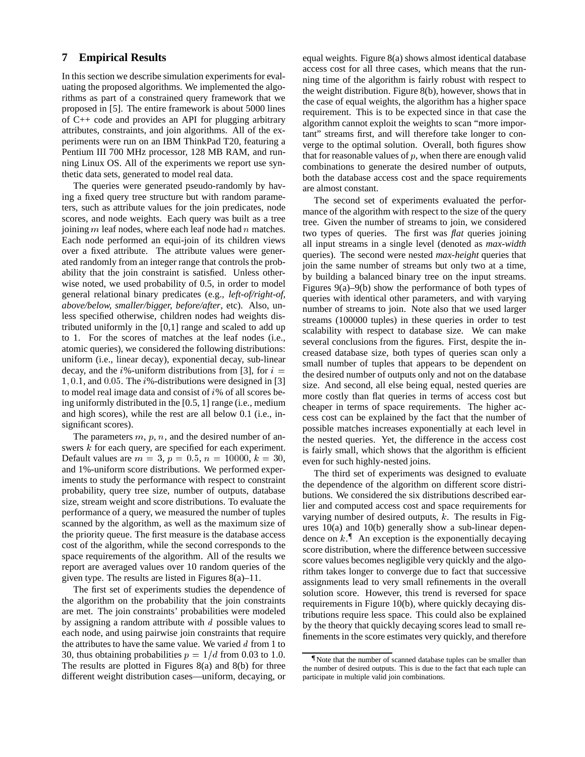## 7 Empirical Results

In this section we describe simulation experiments for evaluating the proposed algorithms. We implemented the algorithms as part of a constrained query framework that we proposed in [5]. The entire framework is about 5000 lines of C++ code and provides an API for plugging arbitrary attributes, constraints, and join algorithms. All of the experiments were run on an IBM ThinkPad T20, featuring a Pentium III 700 MHz processor, 128 MB RAM, and running Linux OS. All of the experiments we report use synthetic data sets, generated to model real data.

The queries were generated pseudo-randomly by having a fixed query tree structure but with random parameters, such as attribute values for the join predicates, node scores, and node weights. Each query was built as a tree joining $m$ leaf nodes, where each leaf node had $n$ matches. Each node performed an equi-join of its children views over a fixed attribute. The attribute values were generated randomly from an integer range that controls the probability that the join constraint is satisfied. Unless otherwise noted, we used probability of 0.5, in order to model general relational binary predicates (e.g., *left-of/right-of, above/below, smaller/bigger, before/after*, etc). Also, unless specified otherwise, children nodes had weights distributed uniformly in the [0,1] range and scaled to add up to 1. For the scores of matches at the leaf nodes (i.e., atomic queries), we considered the following distributions: uniform (i.e., linear decay), exponential decay, sub-linear decay, and the $i$%-uniform distributions from [3], for $i = 1, 0.1$, and $0.05$. The $i$%-distributions were designed in [3] to model real image data and consist of $i$% of all scores being uniformly distributed in the [0.5, 1] range (i.e., medium and high scores), while the rest are all below 0.1 (i.e., insignificant scores).

The parameters $m$, $p$, $n$, and the desired number of answers $k$ for each query, are specified for each experiment. Default values are $m = 3$, $p = 0.5$, $n = 10000$, $k = 30$, and 1%-uniform score distributions. We performed experiments to study the performance with respect to constraint probability, query tree size, number of outputs, database size, stream weight and score distributions. To evaluate the performance of a query, we measured the number of tuples scanned by the algorithm, as well as the maximum size of the priority queue. The first measure is the database access cost of the algorithm, while the second corresponds to the space requirements of the algorithm. All of the results we report are averaged values over 10 random queries of the given type. The results are listed in Figures 8(a)–11.

The first set of experiments studies the dependence of the algorithm on the probability that the join constraints are met. The join constraints' probabilities were modeled by assigning a random attribute with $d$ possible values to each node, and using pairwise join constraints that require the attributes to have the same value. We varied $d$ from 1 to 30, thus obtaining probabilities $p = 1/d$ from 0.03 to 1.0. The results are plotted in Figures 8(a) and 8(b) for three different weight distribution cases—uniform, decaying, or equal weights. Figure 8(a) shows almost identical database access cost for all three cases, which means that the running time of the algorithm is fairly robust with respect to the weight distribution. Figure 8(b), however, shows that in the case of equal weights, the algorithm has a higher space requirement. This is to be expected since in that case the algorithm cannot exploit the weights to scan "more important" streams first, and will therefore take longer to converge to the optimal solution. Overall, both figures show that for reasonable values of $p$, when there are enough valid combinations to generate the desired number of outputs, both the database access cost and the space requirements are almost constant.

The second set of experiments evaluated the performance of the algorithm with respect to the size of the query tree. Given the number of streams to join, we considered two types of queries. The first was *flat* queries joining all input streams in a single level (denoted as *max-width* queries). The second were nested *max-height* queries that join the same number of streams but only two at a time, by building a balanced binary tree on the input streams. Figures 9(a)–9(b) show the performance of both types of queries with identical other parameters, and with varying number of streams to join. Note also that we used larger streams (100000 tuples) in these queries in order to test scalability with respect to database size. We can make several conclusions from the figures. First, despite the increased database size, both types of queries scan only a small number of tuples that appears to be dependent on the desired number of outputs only and not on the database size. And second, all else being equal, nested queries are more costly than flat queries in terms of access cost but cheaper in terms of space requirements. The higher access cost can be explained by the fact that the number of possible matches increases exponentially at each level in the nested queries. Yet, the difference in the access cost is fairly small, which shows that the algorithm is efficient even for such highly-nested joins.

The third set of experiments was designed to evaluate the dependence of the algorithm on different score distributions. We considered the six distributions described earlier and computed access cost and space requirements for varying number of desired outputs, $k$. The results in Figures 10(a) and 10(b) generally show a sub-linear dependence on $k$.[¶] An exception is the exponentially decaying score distribution, where the difference between successive score values becomes negligible very quickly and the algorithm takes longer to converge due to fact that successive assignments lead to very small refinements in the overall solution score. However, this trend is reversed for space requirements in Figure 10(b), where quickly decaying distributions require less space. This could also be explained by the theory that quickly decaying scores lead to small refinements in the score estimates very quickly, and therefore

[¶] Note that the number of scanned database tuples can be smaller than the number of desired outputs. This is due to the fact that each tuple can participate in multiple valid join combinations.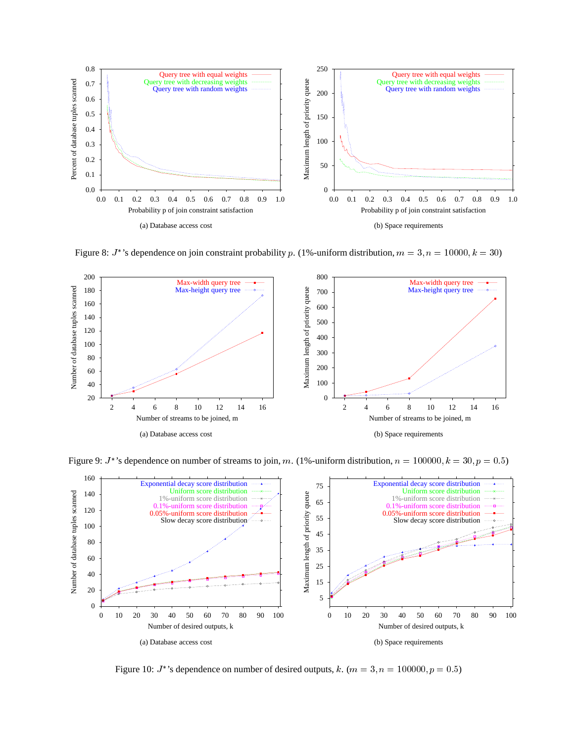(a) Database access cost

(b) Space requirements

Figure 8: $J^*$'s dependence on join constraint probability $p$. (1%-uniform distribution, $m = 3, n = 10000, k = 30$)

(a) Database access cost

(b) Space requirements

Figure 9: $J^*$'s dependence on number of streams to join, $m$. (1%-uniform distribution, $n = 100000, k = 30, p = 0.5$)

(a) Database access cost

(b) Space requirements

Figure 10: $J^*$'s dependence on number of desired outputs, $k$. ($m = 3, n = 100000, p = 0.5$)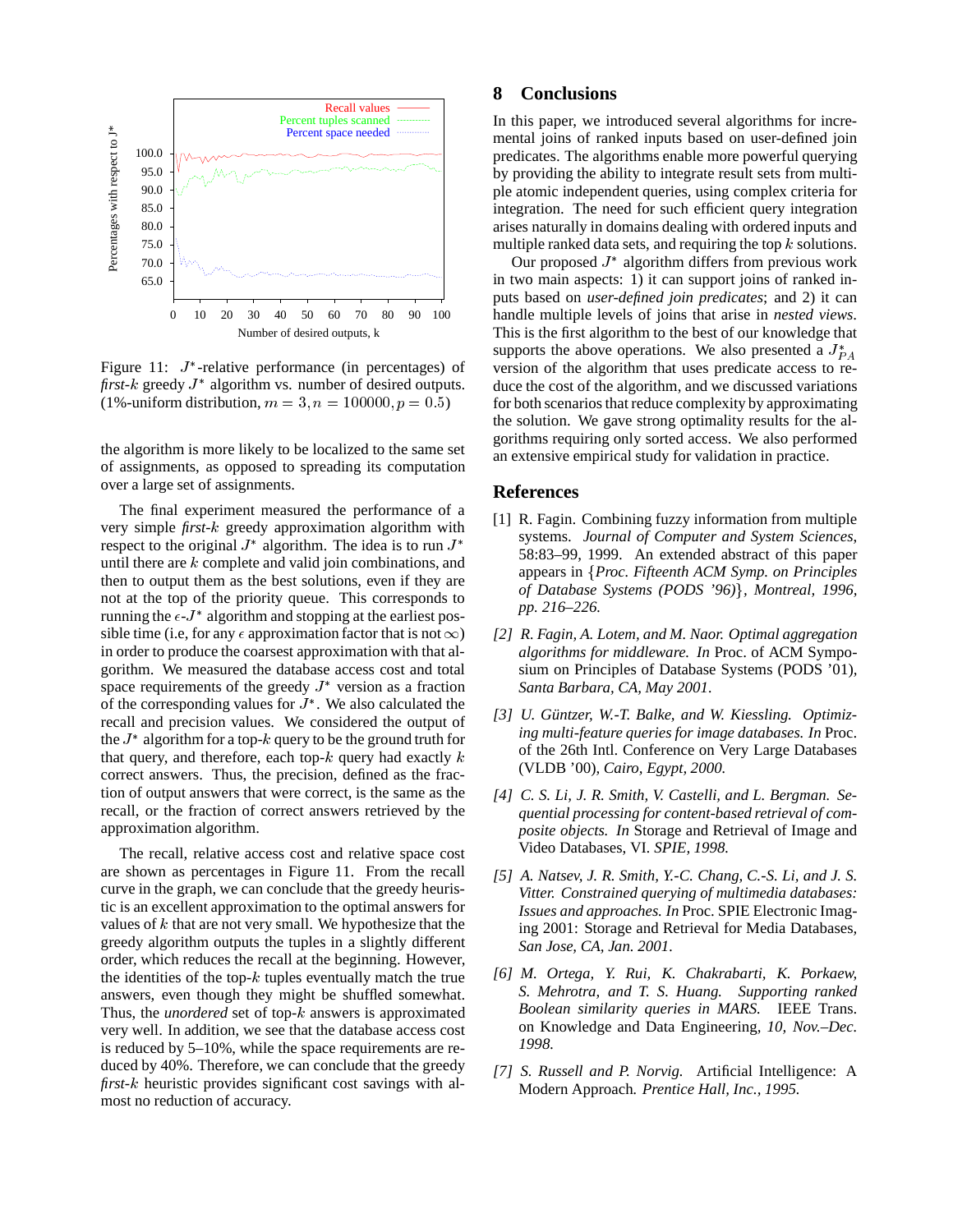Recall values
Percent tuples scanned
Percent space needed

Percentages with respect to J*

100.0
95.0
90.0
85.0
80.0
75.0
70.0
65.0

0 10 20 30 40 50 60 70 80 90 100

Number of desired outputs, k

Figure 11: $J^*$-relative performance (in percentages) of *first-$k$* greedy $J^*$ algorithm vs. number of desired outputs. (1%-uniform distribution, $m = 3, n = 100000, p = 0.5$)

the algorithm is more likely to be localized to the same set of assignments, as opposed to spreading its computation over a large set of assignments.

The final experiment measured the performance of a very simple *first-$k$* greedy approximation algorithm with respect to the original $J^*$ algorithm. The idea is to run $J^*$ until there are $k$ complete and valid join combinations, and then to output them as the best solutions, even if they are not at the top of the priority queue. This corresponds to running the $\epsilon$-$J^*$ algorithm and stopping at the earliest possible time (i.e, for any $\epsilon$ approximation factor that is not $\infty$) in order to produce the coarsest approximation with that algorithm. We measured the database access cost and total space requirements of the greedy $J^*$ version as a fraction of the corresponding values for $J^*$. We also calculated the recall and precision values. We considered the output of the $J^*$ algorithm for a top-$k$ query to be the ground truth for that query, and therefore, each top-$k$ query had exactly $k$ correct answers. Thus, the precision, defined as the fraction of output answers that were correct, is the same as the recall, or the fraction of correct answers retrieved by the approximation algorithm.

The recall, relative access cost and relative space cost are shown as percentages in Figure 11. From the recall curve in the graph, we can conclude that the greedy heuristic is an excellent approximation to the optimal answers for values of $k$ that are not very small. We hypothesize that the greedy algorithm outputs the tuples in a slightly different order, which reduces the recall at the beginning. However, the identities of the top-$k$ tuples eventually match the true answers, even though they might be shuffled somewhat. Thus, the *unordered* set of top-$k$ answers is approximated very well. In addition, we see that the database access cost is reduced by 5–10%, while the space requirements are reduced by 40%. Therefore, we can conclude that the greedy *first-$k$* heuristic provides significant cost savings with almost no reduction of accuracy.

## 8 Conclusions

In this paper, we introduced several algorithms for incremental joins of ranked inputs based on user-defined join predicates. The algorithms enable more powerful querying by providing the ability to integrate result sets from multiple atomic independent queries, using complex criteria for integration. The need for such efficient query integration arises naturally in domains dealing with ordered inputs and multiple ranked data sets, and requiring the top $k$ solutions.

Our proposed $J^*$ algorithm differs from previous work in two main aspects: 1) it can support joins of ranked inputs based on *user-defined join predicates*; and 2) it can handle multiple levels of joins that arise in *nested views*. This is the first algorithm to the best of our knowledge that supports the above operations. We also presented a $J^*_{PA}$ version of the algorithm that uses predicate access to reduce the cost of the algorithm, and we discussed variations for both scenarios that reduce complexity by approximating the solution. We gave strong optimality results for the algorithms requiring only sorted access. We also performed an extensive empirical study for validation in practice.

## References

[1] R. Fagin. Combining fuzzy information from multiple systems. *Journal of Computer and System Sciences*, 58:83–99, 1999. An extended abstract of this paper appears in {*Proc. Fifteenth ACM Symp. on Principles of Database Systems (PODS '96)*}*, Montreal, 1996, pp. 216–226.*

[2] *R. Fagin, A. Lotem, and M. Naor. Optimal aggregation algorithms for middleware. In* Proc. of ACM Symposium on Principles of Database Systems (PODS '01)*, Santa Barbara, CA, May 2001.*

[3] *U. Güntzer, W.-T. Balke, and W. Kiessling. Optimizing multi-feature queries for image databases. In* Proc. of the 26th Intl. Conference on Very Large Databases (VLDB '00)*, Cairo, Egypt, 2000.*

[4] *C. S. Li, J. R. Smith, V. Castelli, and L. Bergman. Sequential processing for content-based retrieval of composite objects. In* Storage and Retrieval of Image and Video Databases, VI*. SPIE, 1998.*

[5] *A. Natsev, J. R. Smith, Y.-C. Chang, C.-S. Li, and J. S. Vitter. Constrained querying of multimedia databases: Issues and approaches. In* Proc. SPIE Electronic Imaging 2001: Storage and Retrieval for Media Databases*, San Jose, CA, Jan. 2001.*

[6] *M. Ortega, Y. Rui, K. Chakrabarti, K. Porkaew, S. Mehrotra, and T. S. Huang. Supporting ranked Boolean similarity queries in MARS.* IEEE Trans. on Knowledge and Data Engineering*, 10, Nov.–Dec. 1998.*

[7] *S. Russell and P. Norvig.* Artificial Intelligence: A Modern Approach*. Prentice Hall, Inc., 1995.*